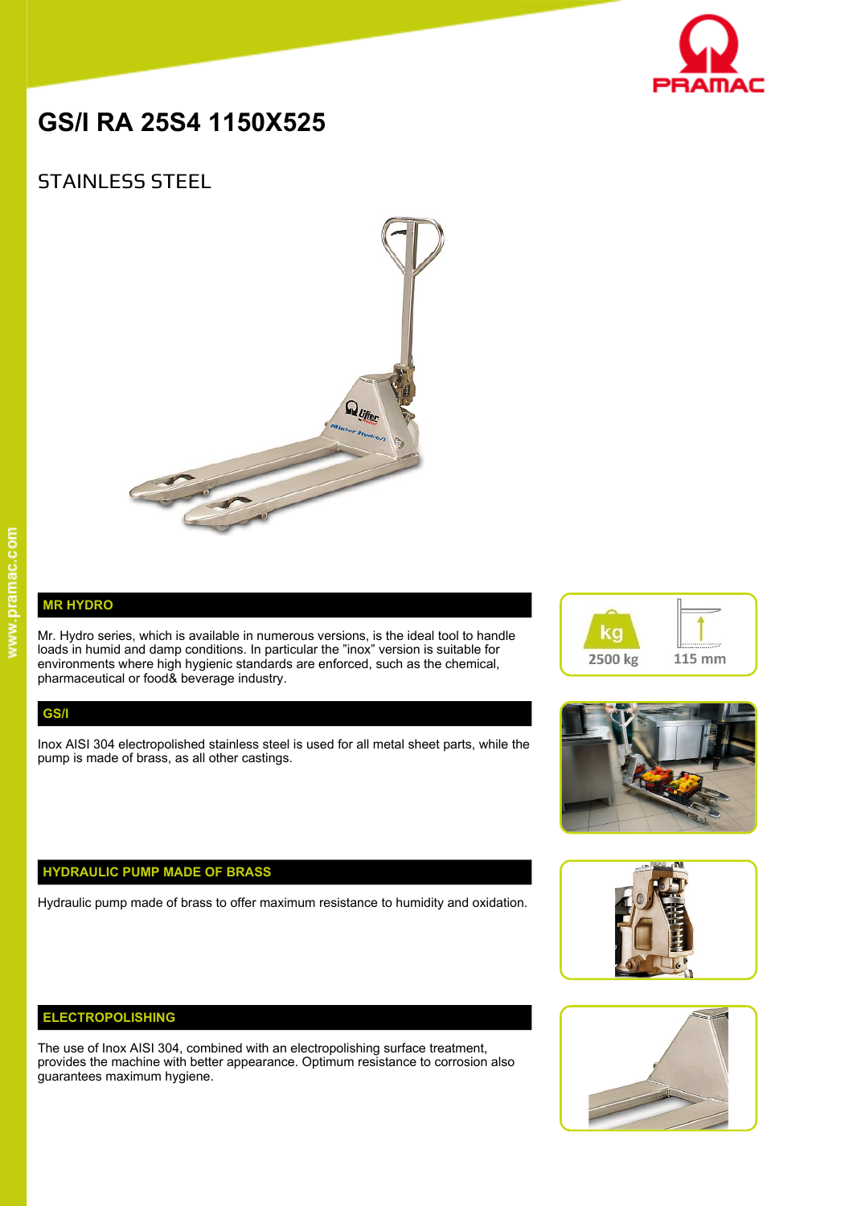# GS/I RA 25S4 1150X525

## STAINLESS STEEL

2500 kg

115 mm

### MR HYDRO

Mr. Hydro series, which is available in numerous versions, is the ideal tool to handle loads in humid and damp conditions. In particular the "inox" version is suitable for environments where high hygienic standards are enforced, such as the chemical, pharmaceutical or food& beverage industry.

### GS/I

Inox AISI 304 electropolished stainless steel is used for all metal sheet parts, while the pump is made of brass, as all other castings.

### HYDRAULIC PUMP MADE OF BRASS

Hydraulic pump made of brass to offer maximum resistance to humidity and oxidation.

### ELECTROPOLISHING

The use of Inox AISI 304, combined with an electropolishing surface treatment, provides the machine with better appearance. Optimum resistance to corrosion also guarantees maximum hygiene.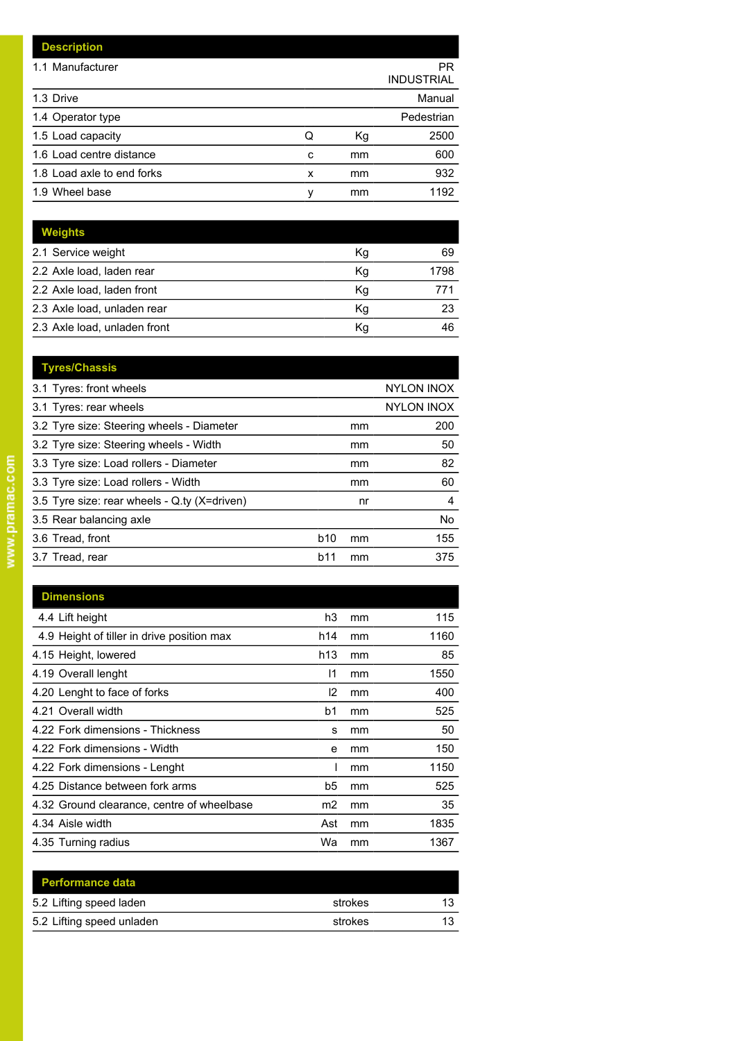| Description | | | |
|---|---|---|---|
| 1.1 Manufacturer | | | PR INDUSTRIAL |
| 1.3 Drive | | | Manual |
| 1.4 Operator type | | | Pedestrian |
| 1.5 Load capacity | Q | Kg | 2500 |
| 1.6 Load centre distance | c | mm | 600 |
| 1.8 Load axle to end forks | x | mm | 932 |
| 1.9 Wheel base | y | mm | 1192 |

| Weights | | | |
|---|---|---|---|
| 2.1 Service weight | | Kg | 69 |
| 2.2 Axle load, laden rear | | Kg | 1798 |
| 2.2 Axle load, laden front | | Kg | 771 |
| 2.3 Axle load, unladen rear | | Kg | 23 |
| 2.3 Axle load, unladen front | | Kg | 46 |

| Tyres/Chassis | | | |
|---|---|---|---|
| 3.1 Tyres: front wheels | | | NYLON INOX |
| 3.1 Tyres: rear wheels | | | NYLON INOX |
| 3.2 Tyre size: Steering wheels - Diameter | | mm | 200 |
| 3.2 Tyre size: Steering wheels - Width | | mm | 50 |
| 3.3 Tyre size: Load rollers - Diameter | | mm | 82 |
| 3.3 Tyre size: Load rollers - Width | | mm | 60 |
| 3.5 Tyre size: rear wheels - Q.ty (X=driven) | | nr | 4 |
| 3.5 Rear balancing axle | | | No |
| 3.6 Tread, front | b10 | mm | 155 |
| 3.7 Tread, rear | b11 | mm | 375 |

| Dimensions | | | |
|---|---|---|---|
| 4.4 Lift height | h3 | mm | 115 |
| 4.9 Height of tiller in drive position max | h14 | mm | 1160 |
| 4.15 Height, lowered | h13 | mm | 85 |
| 4.19 Overall lenght | l1 | mm | 1550 |
| 4.20 Lenght to face of forks | l2 | mm | 400 |
| 4.21 Overall width | b1 | mm | 525 |
| 4.22 Fork dimensions - Thickness | s | mm | 50 |
| 4.22 Fork dimensions - Width | e | mm | 150 |
| 4.22 Fork dimensions - Lenght | l | mm | 1150 |
| 4.25 Distance between fork arms | b5 | mm | 525 |
| 4.32 Ground clearance, centre of wheelbase | m2 | mm | 35 |
| 4.34 Aisle width | Ast | mm | 1835 |
| 4.35 Turning radius | Wa | mm | 1367 |

| Performance data | | | |
|---|---|---|---|
| 5.2 Lifting speed laden | | strokes | 13 |
| 5.2 Lifting speed unladen | | strokes | 13 |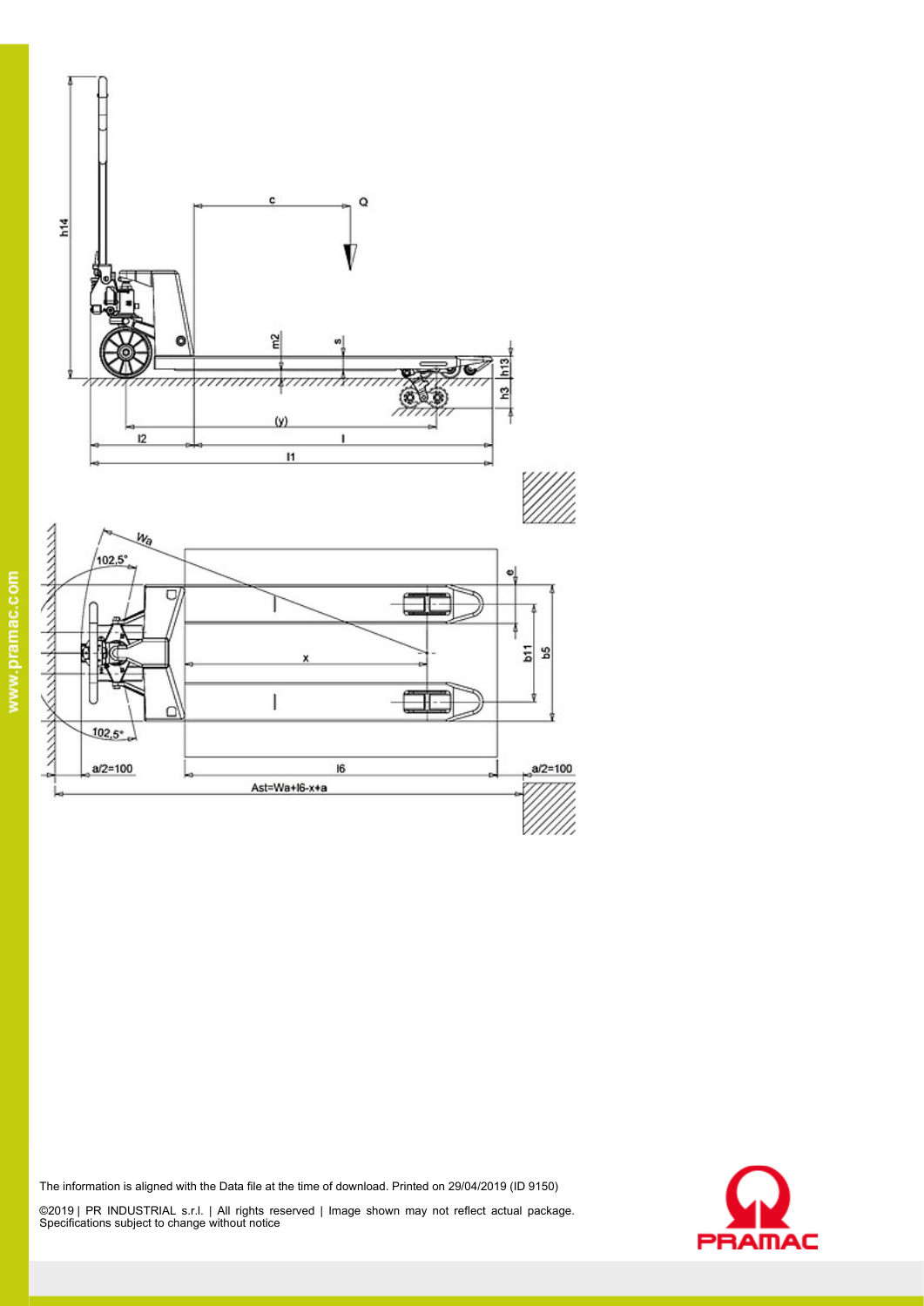h14

c

Q

m2

s

h13

h3

(y)

l2

l

l1

Wa

102,5°

e

x

b11

b5

102,5°

a/2=100

l6

a/2=100

Ast=Wa+l6-x+a

The information is aligned with the Data file at the time of download. Printed on 29/04/2019 (ID 9150)

©2019 | PR INDUSTRIAL s.r.l. | All rights reserved | Image shown may not reflect actual package.
Specifications subject to change without notice